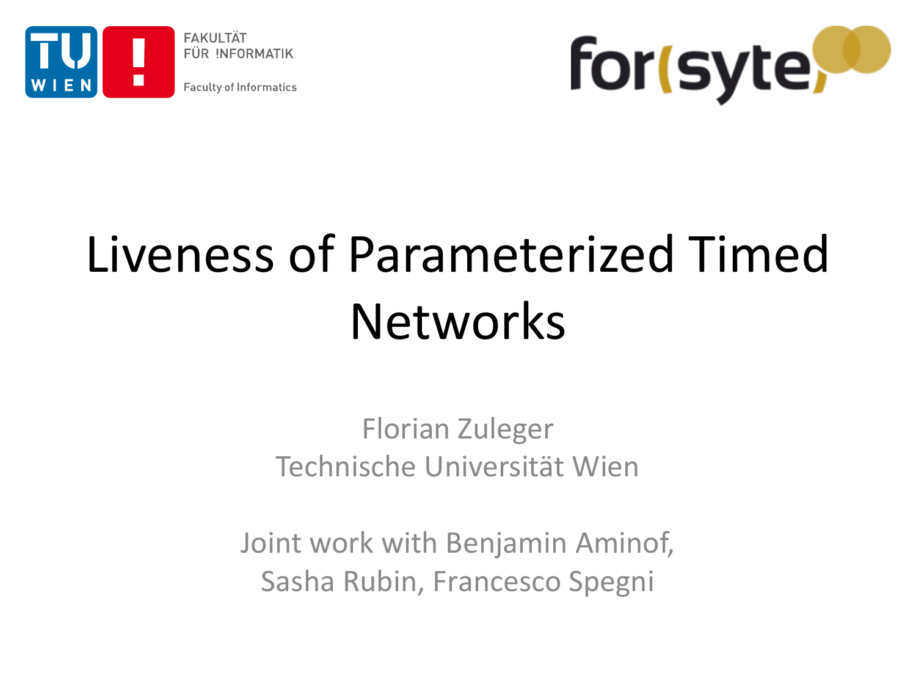FAKULTÄT FÜR !NFORMATIK

Faculty of Informatics

for(syte)

# Liveness of Parameterized Timed Networks

Florian Zuleger
Technische Universität Wien

Joint work with Benjamin Aminof, Sasha Rubin, Francesco Spegni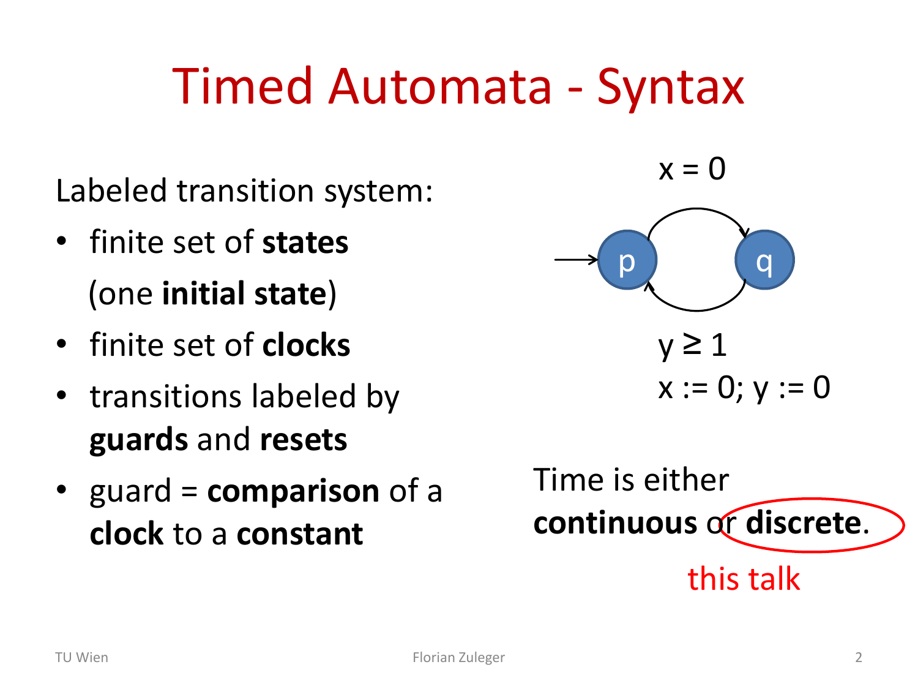# Timed Automata - Syntax

Labeled transition system:

- finite set of **states** (one **initial state**)
- finite set of **clocks**
- transitions labeled by **guards** and **resets**
- guard = **comparison** of a **clock** to a **constant**

$x = 0$

p → q

$y \geq 1$
$x := 0; y := 0$

Time is either **continuous** or **discrete**.

this talk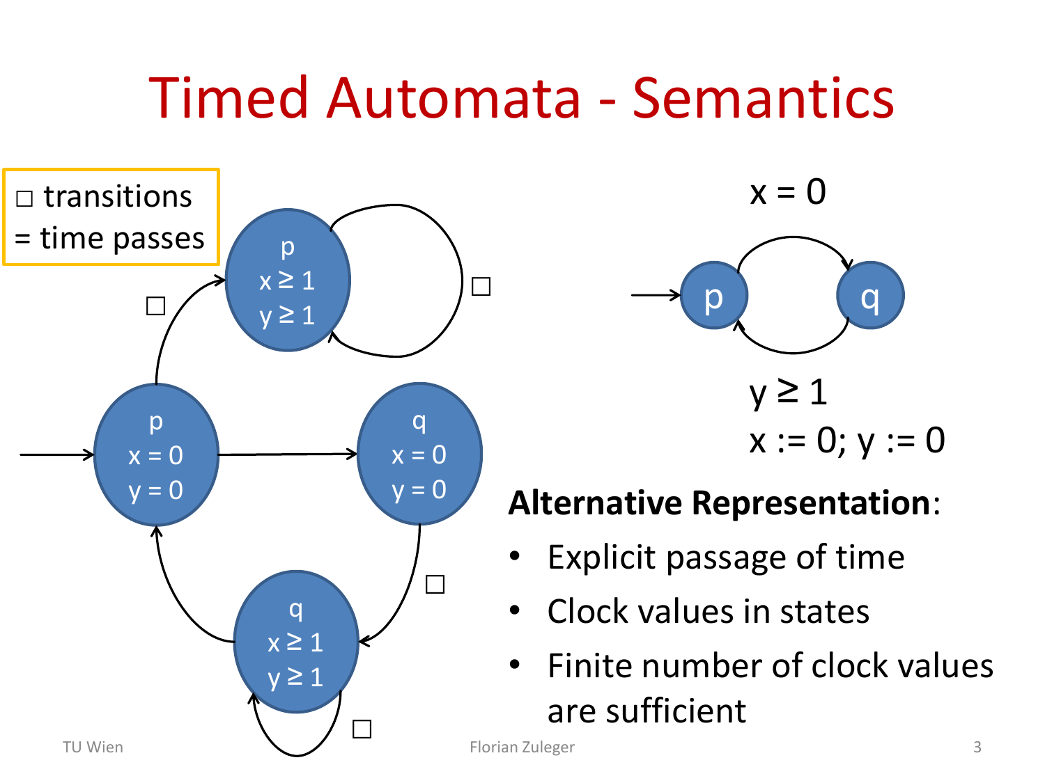# Timed Automata - Semantics

□ transitions = time passes

p, $x = 0$, $y = 0$ → q, $x = 0$, $y = 0$

p, $x = 0$, $y = 0$ —□→ p, $x \geq 1$, $y \geq 1$ (self-loop □)

q, $x = 0$, $y = 0$ —□→ q, $x \geq 1$, $y \geq 1$ (self-loop □) → p, $x = 0$, $y = 0$

$x = 0$

p → q

$y \geq 1$

$x := 0; y := 0$

**Alternative Representation**:

- Explicit passage of time
- Clock values in states
- Finite number of clock values are sufficient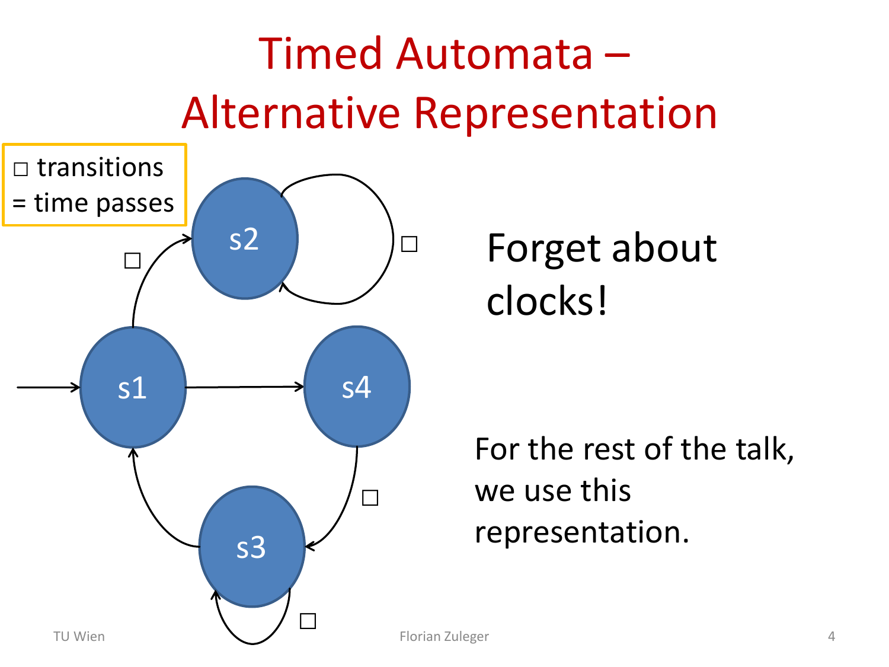# Timed Automata – Alternative Representation

□ transitions = time passes

s2, s1, s4, s3

Forget about clocks!

For the rest of the talk, we use this representation.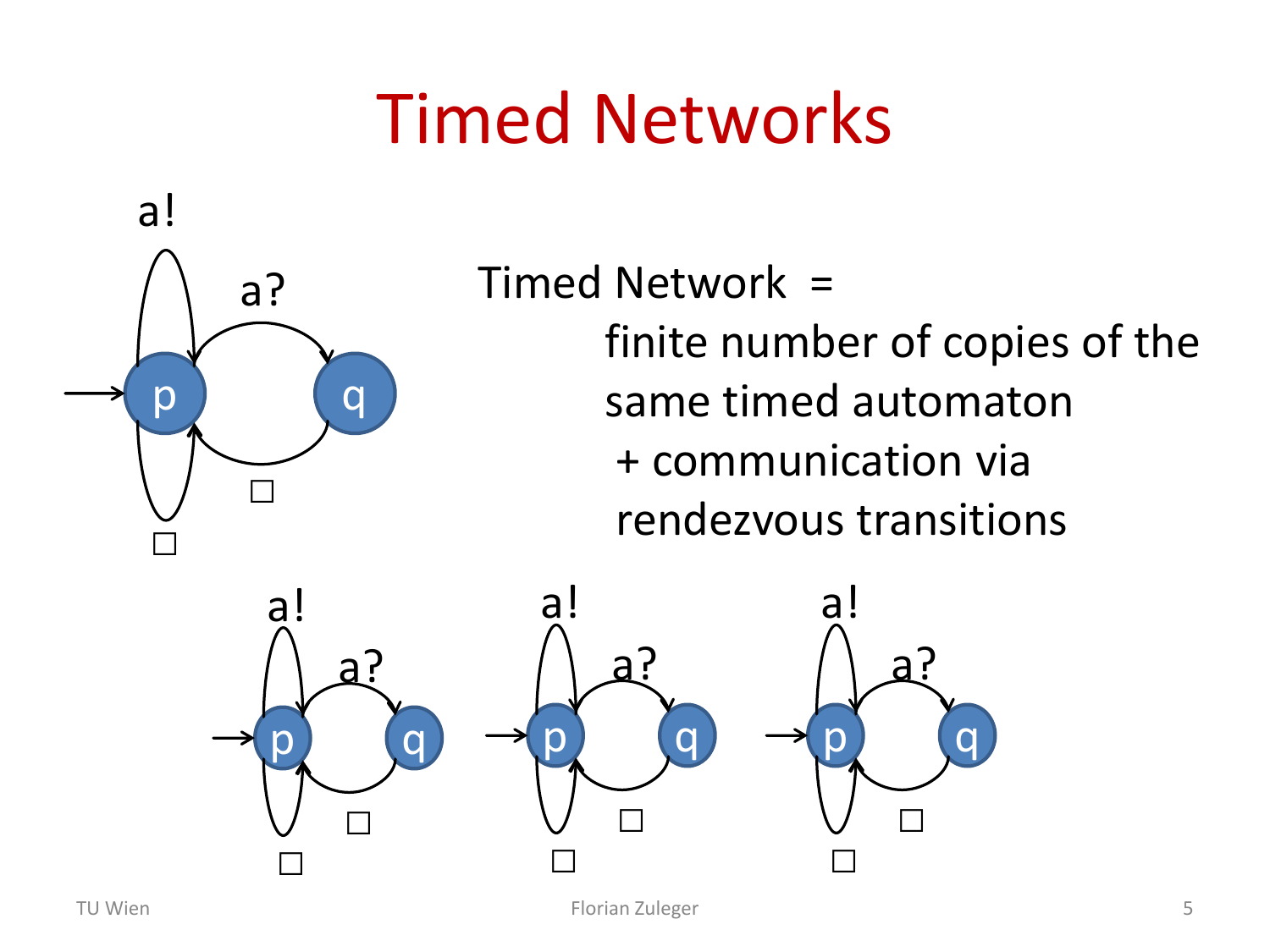# Timed Networks

Timed Network =
finite number of copies of the same timed automaton
+ communication via rendezvous transitions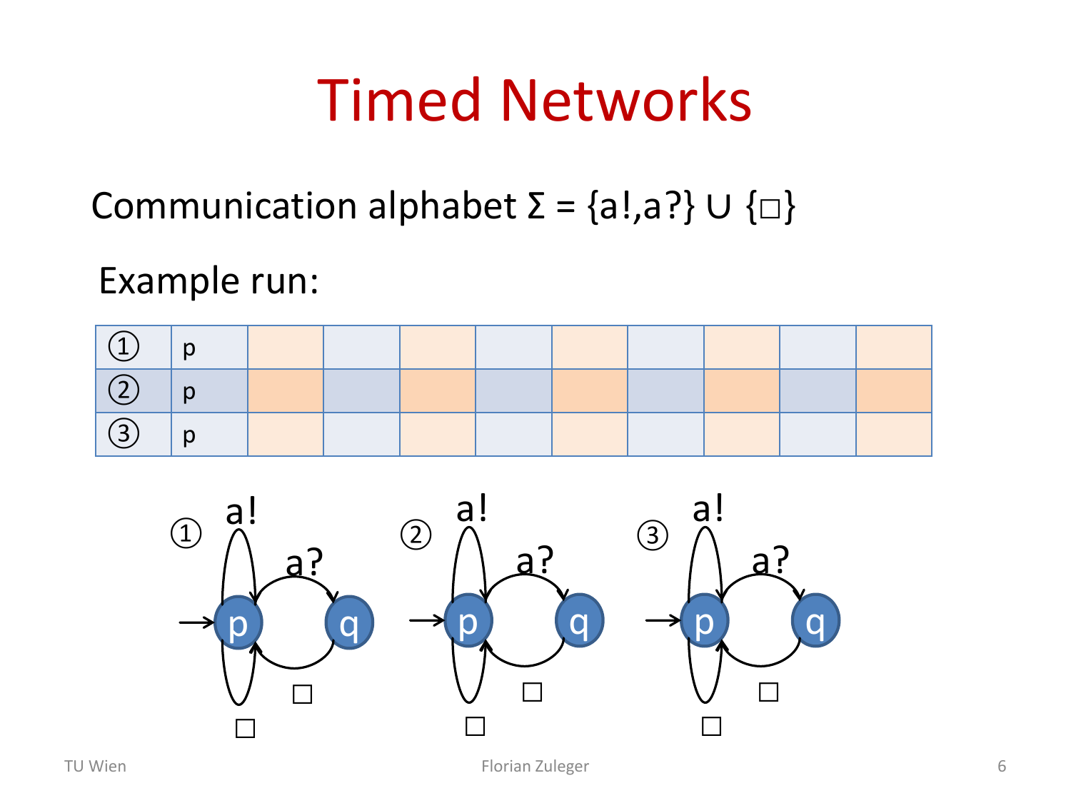# Timed Networks

Communication alphabet $\Sigma = \{a!, a?\} \cup \{\square\}$

Example run:

| | | | | | | | | | | |
|---|---|---|---|---|---|---|---|---|---|---|
| ① | p | | | | | | | | | |
| ② | p | | | | | | | | | |
| ③ | p | | | | | | | | | |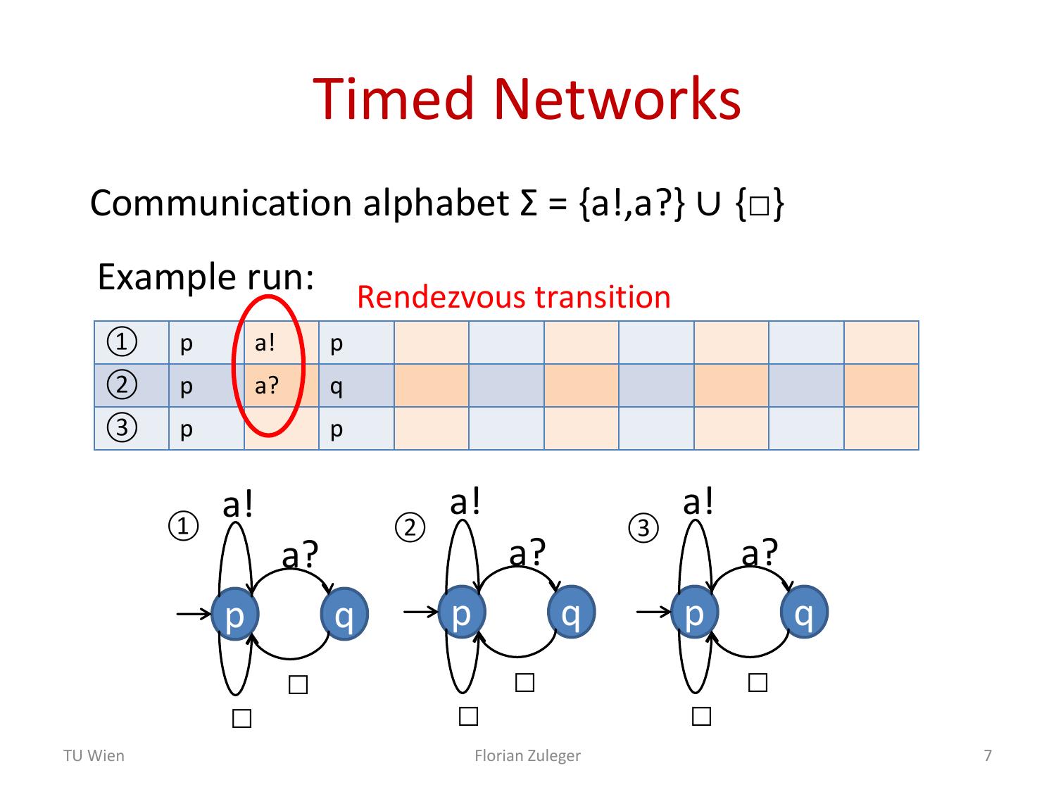# Timed Networks

Communication alphabet $\Sigma = \{a!, a?\} \cup \{\square\}$

Example run:

Rendezvous transition

| ① | p | a! | p | | | | | | | |
|---|---|---|---|---|---|---|---|---|---|---|
| ② | p | a? | q | | | | | | | |
| ③ | p | | p | | | | | | | |

① ② ③

a! a? p q □ □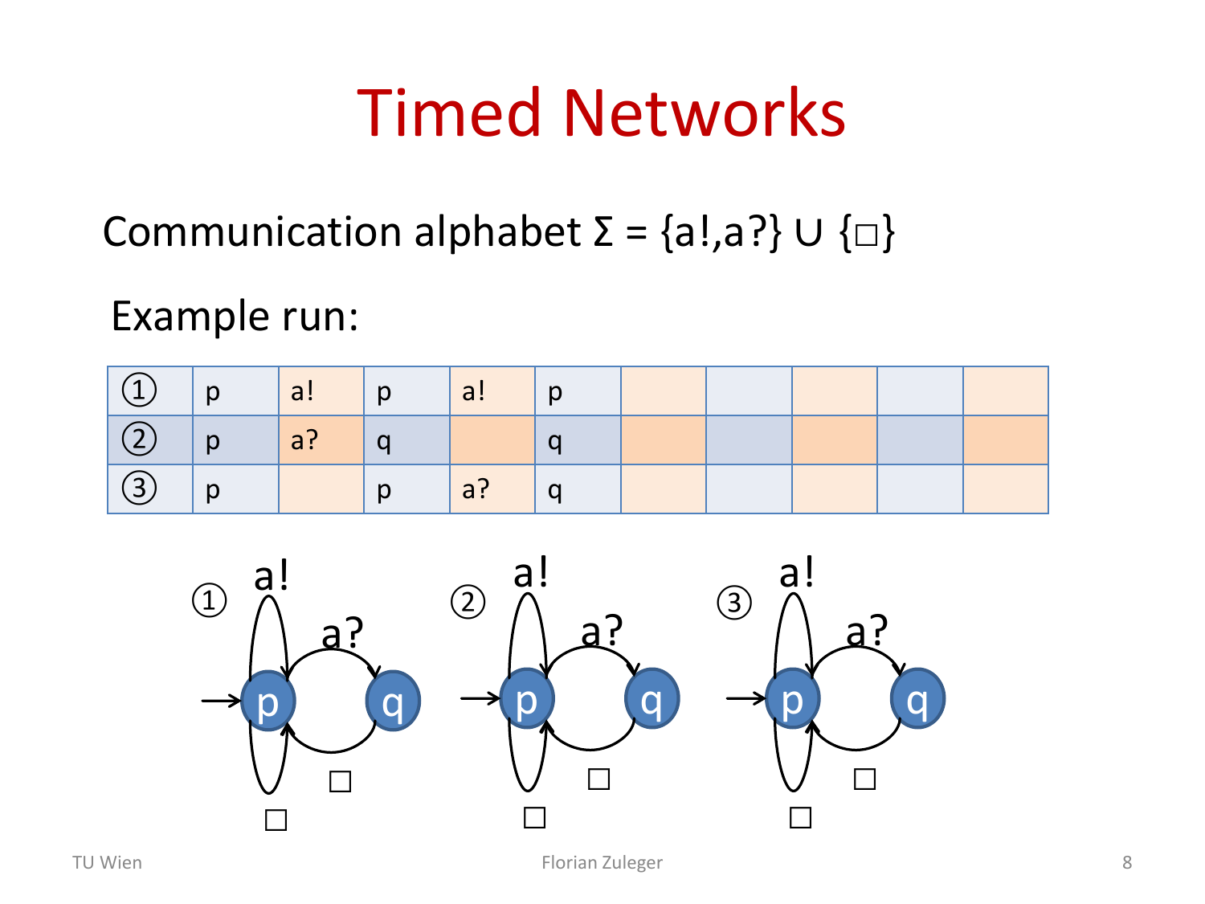# Timed Networks

Communication alphabet Σ = {a!,a?} ∪ {□}

Example run:

| | | | | | | | | | | |
|---|---|---|---|---|---|---|---|---|---|---|
| ① | p | a! | p | a! | p | | | | | |
| ② | p | a? | q | | q | | | | | |
| ③ | p | | p | a? | q | | | | | |

①, ②, ③: each process has the same automaton — initial state p; a! self-loop on p; a? from p to q; □ from q to p; □ self-loop on p.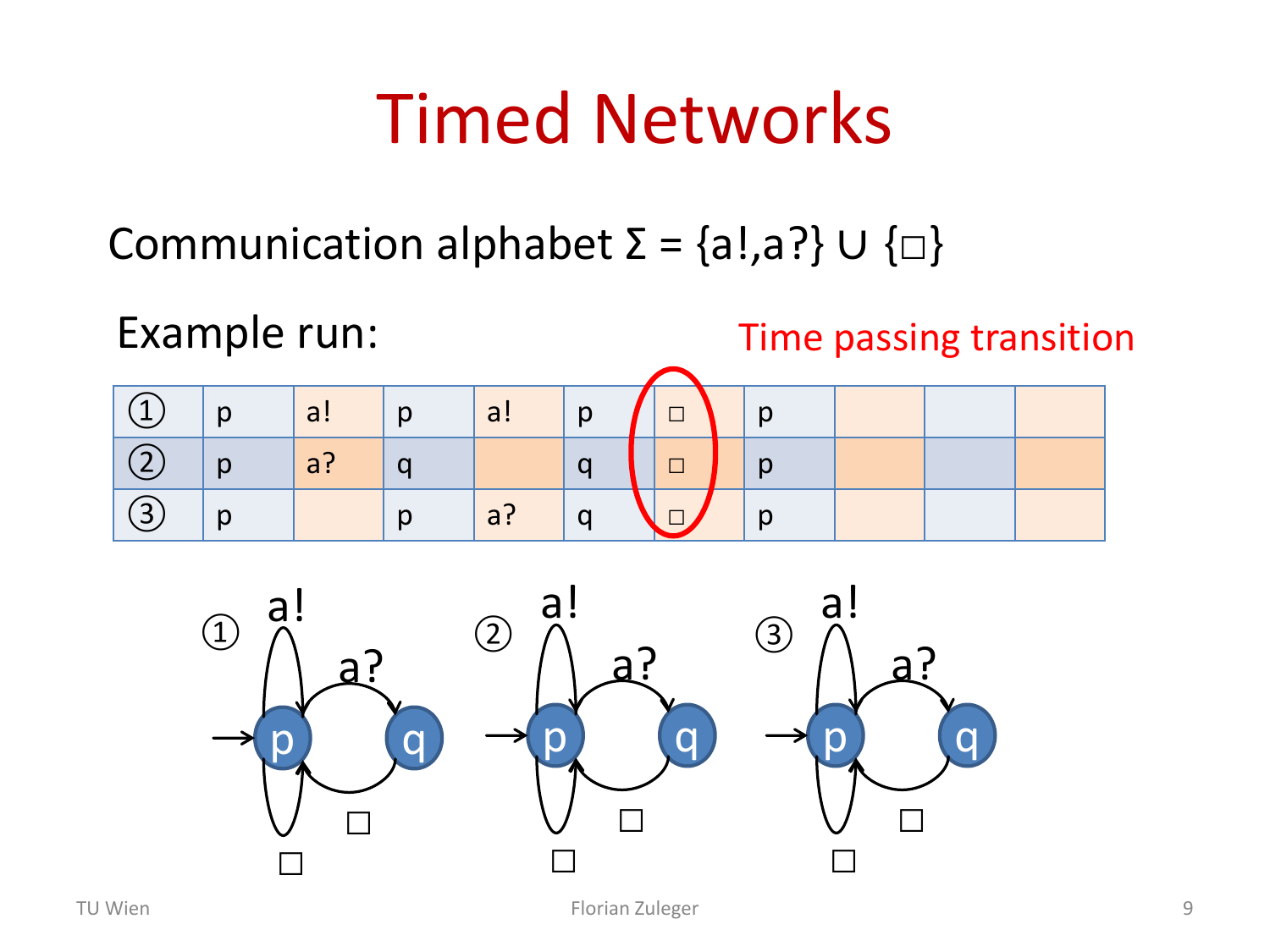# Timed Networks

Communication alphabet Σ = {a!,a?} ∪ {□}

Example run:

Time passing transition

| ① | p | a! | p | a! | p | □ | p | | | |
|---|---|---|---|---|---|---|---|---|---|---|
| ② | p | a? | q | | q | □ | p | | | |
| ③ | p | | p | a? | q | □ | p | | | |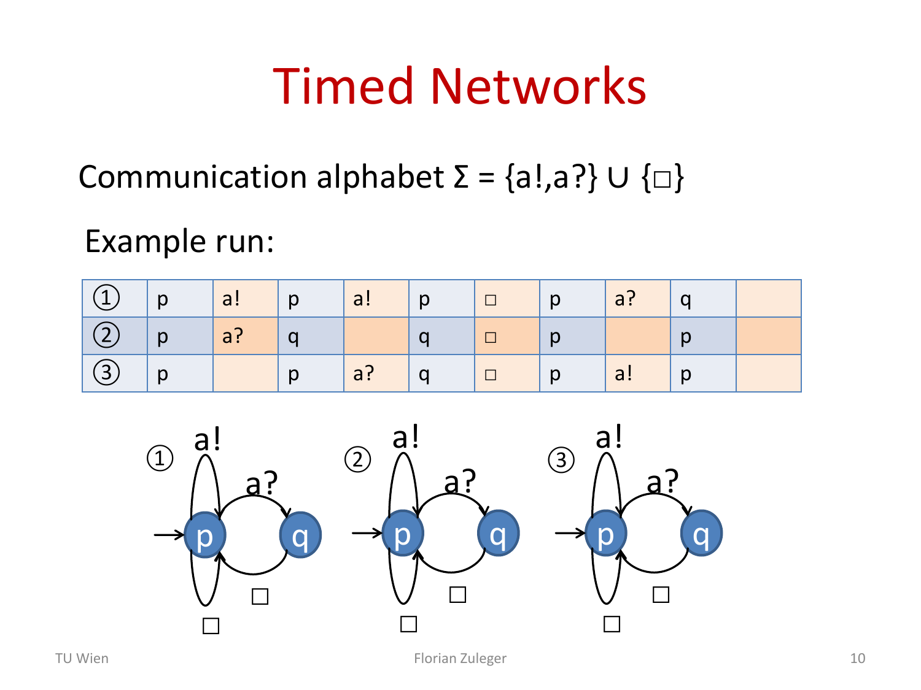# Timed Networks

Communication alphabet Σ = {a!,a?} ∪ {□}

Example run:

| ① | p | a! | p | a! | p | □ | p | a? | q | |
|---|---|---|---|---|---|---|---|---|---|---|
| ② | p | a? | q | | q | □ | p | | p | |
| ③ | p | | p | a? | q | □ | p | a! | p | |

① ② ③ (each process: initial state p; p —a!→ p; p —a?→ q; q —□→ p; p —□→ p)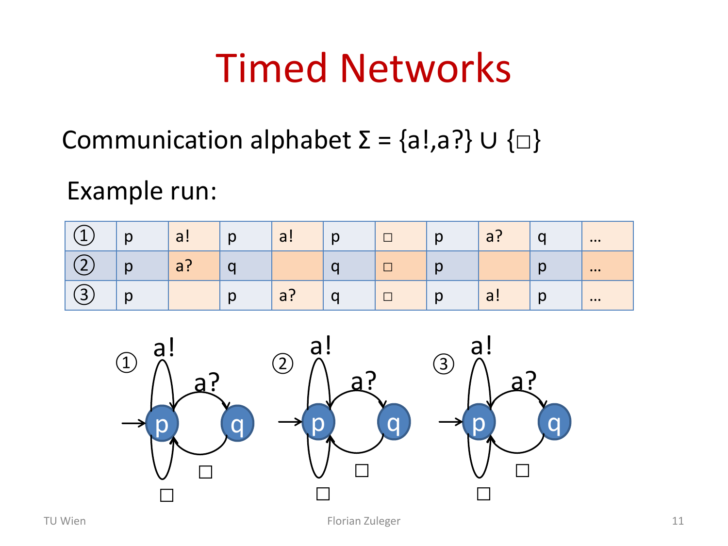# Timed Networks

Communication alphabet Σ = {a!,a?} ∪ {□}

Example run:

| | | | | | | | | | |
|---|---|---|---|---|---|---|---|---|---|
| ① | p | a! | p | a! | p | □ | p | a? | q | … |
| ② | p | a? | q | | q | □ | p | | p | … |
| ③ | p | | p | a? | q | □ | p | a! | p | … |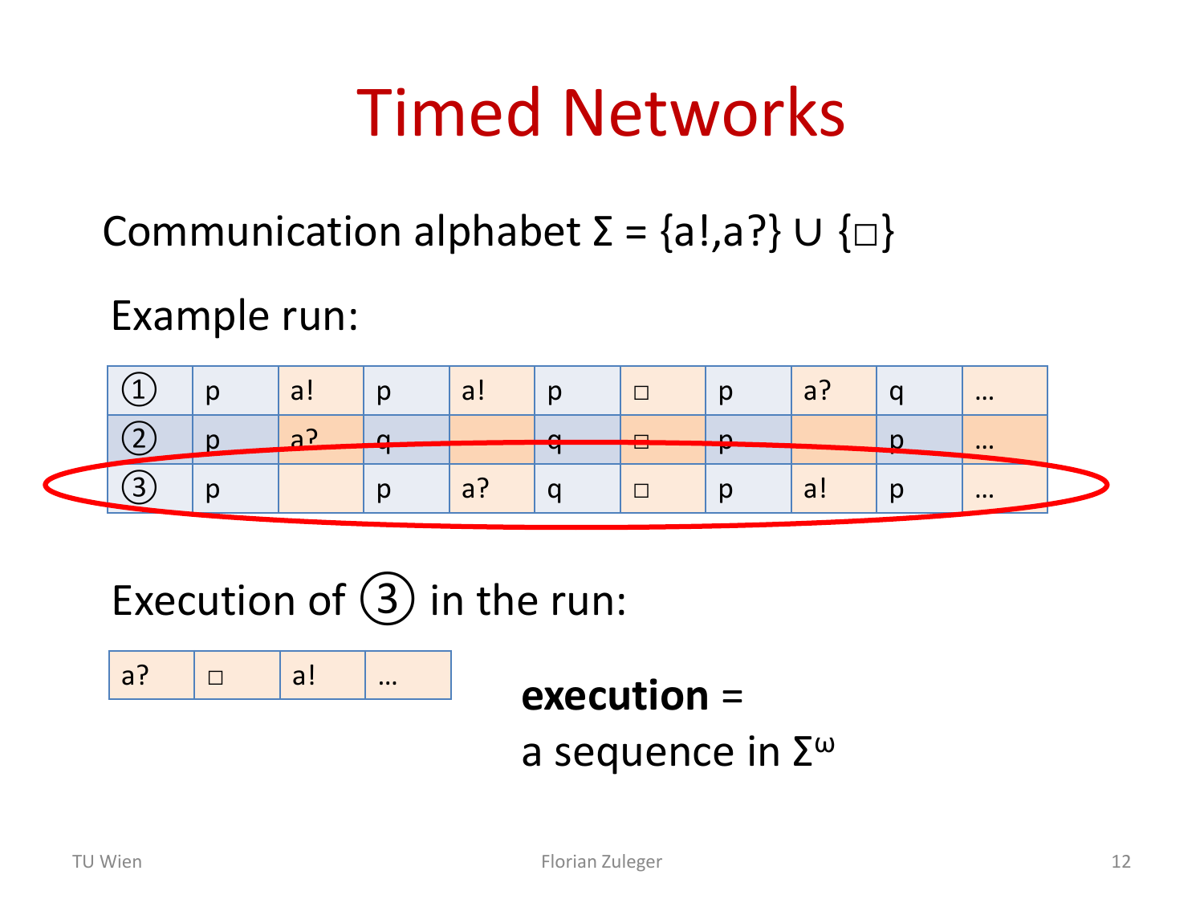# Timed Networks

Communication alphabet $\Sigma = \{a!, a?\} \cup \{\square\}$

Example run:

| | | | | | | | | | |
|---|---|---|---|---|---|---|---|---|---|
| ① | p | a! | p | a! | p | □ | p | a? | q | … |
| ② | p | a? | q | | q | □ | p | | p | … |
| ③ | p | | p | a? | q | □ | p | a! | p | … |

Execution of ③ in the run:

| | | | |
|---|---|---|---|
| a? | □ | a! | … |

**execution** = a sequence in $\Sigma^\omega$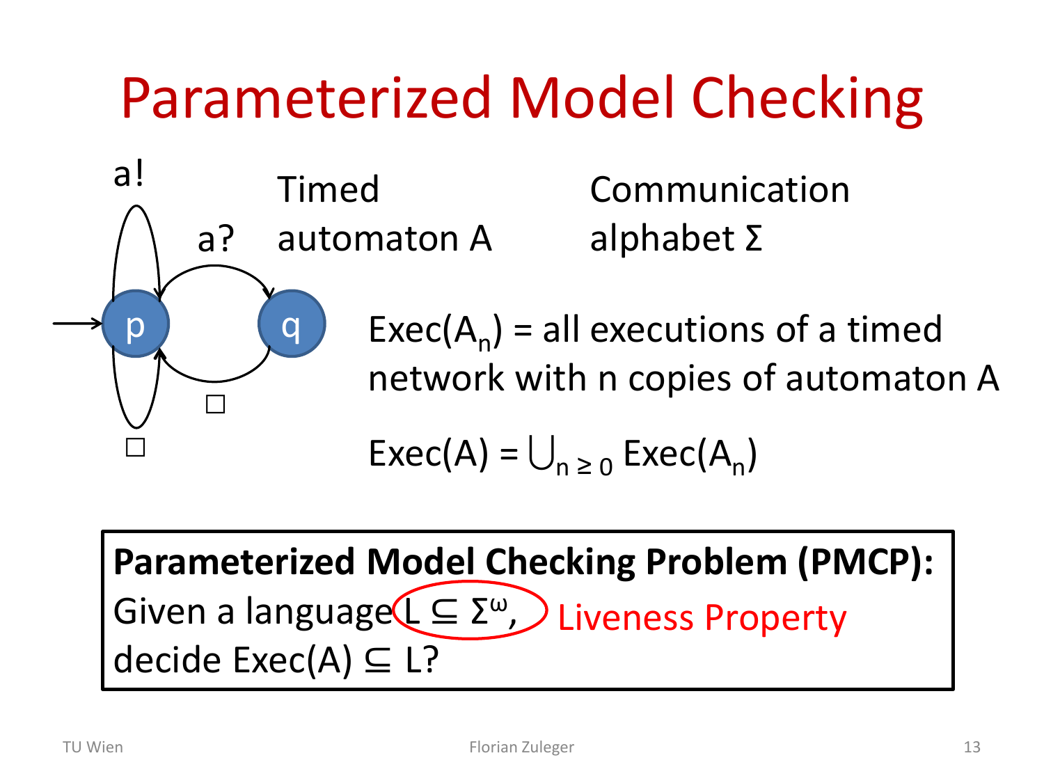# Parameterized Model Checking

a!

a?

p

q

□

□

Timed automaton A

Communication alphabet Σ

$\text{Exec}(A_n)$ = all executions of a timed network with n copies of automaton A

$\text{Exec}(A) = \bigcup_{n \geq 0} \text{Exec}(A_n)$

**Parameterized Model Checking Problem (PMCP):**
Given a language $L \subseteq \Sigma^\omega$, decide $\text{Exec}(A) \subseteq L$?

Liveness Property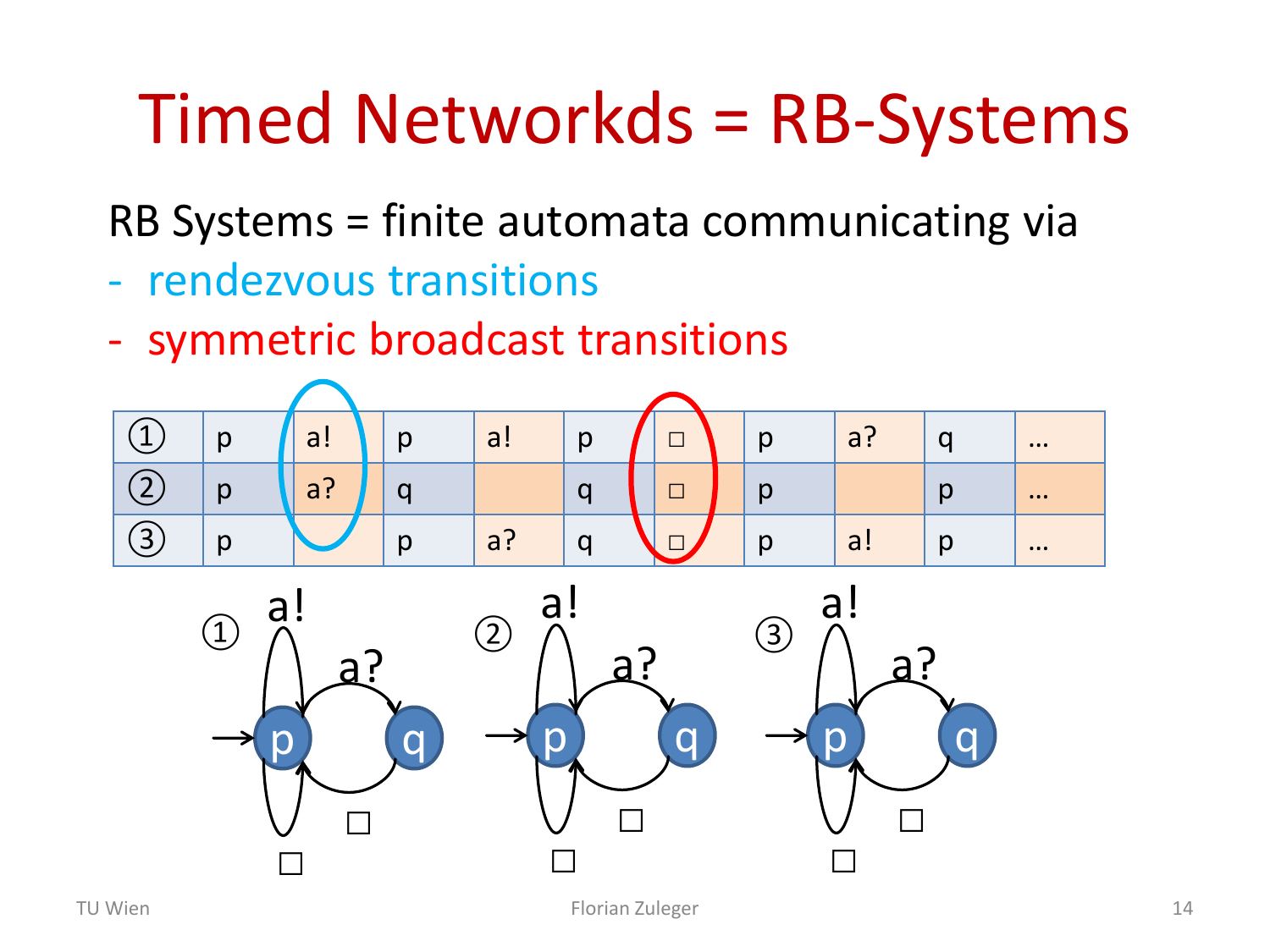# Timed Networkds = RB-Systems

RB Systems = finite automata communicating via

- rendezvous transitions
- symmetric broadcast transitions

| | | | | | | | | | | |
|---|---|---|---|---|---|---|---|---|---|---|
| ① | p | a! | p | a! | p | □ | p | a? | q | … |
| ② | p | a? | q | | q | □ | p | | p | … |
| ③ | p | | p | a? | q | □ | p | a! | p | … |

① a! a? p q □ □

② a! a? p q □ □

③ a! a? p q □ □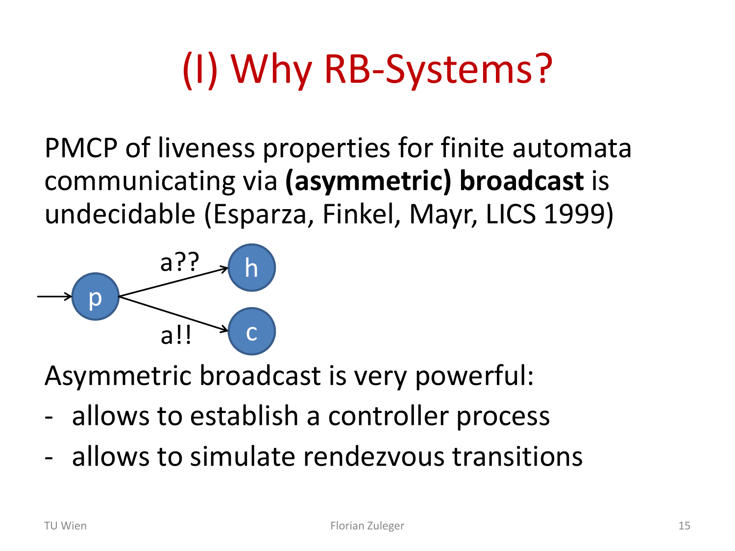# (I) Why RB-Systems?

PMCP of liveness properties for finite automata communicating via **(asymmetric) broadcast** is undecidable (Esparza, Finkel, Mayr, LICS 1999)

Asymmetric broadcast is very powerful:

- allows to establish a controller process
- allows to simulate rendezvous transitions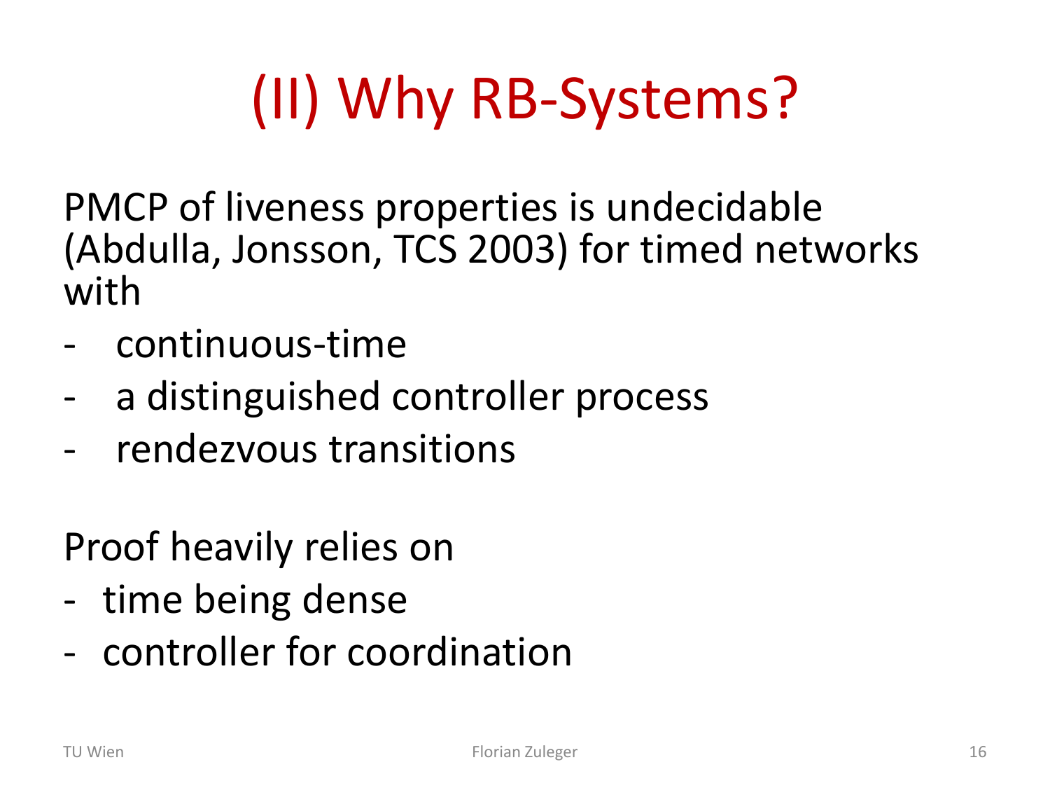# (II) Why RB-Systems?

PMCP of liveness properties is undecidable (Abdulla, Jonsson, TCS 2003) for timed networks with

- continuous-time
- a distinguished controller process
- rendezvous transitions

Proof heavily relies on

- time being dense
- controller for coordination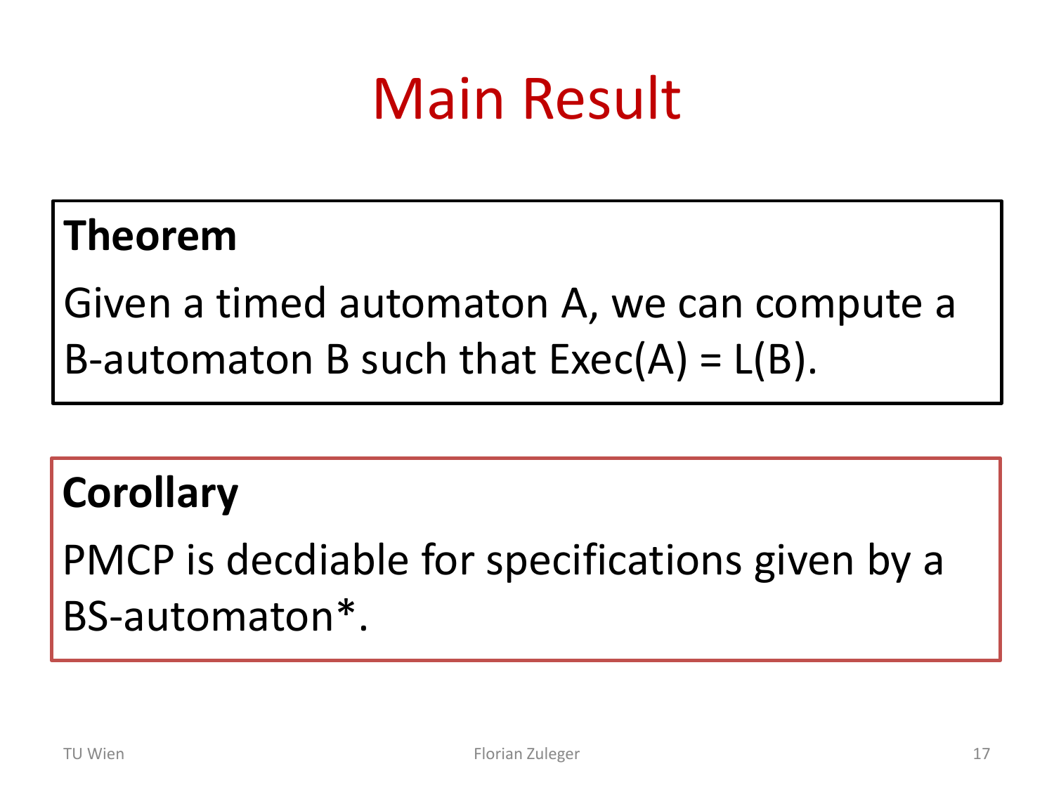# Main Result

**Theorem**

Given a timed automaton A, we can compute a B-automaton B such that Exec(A) = L(B).

**Corollary**

PMCP is decdiable for specifications given by a BS-automaton*.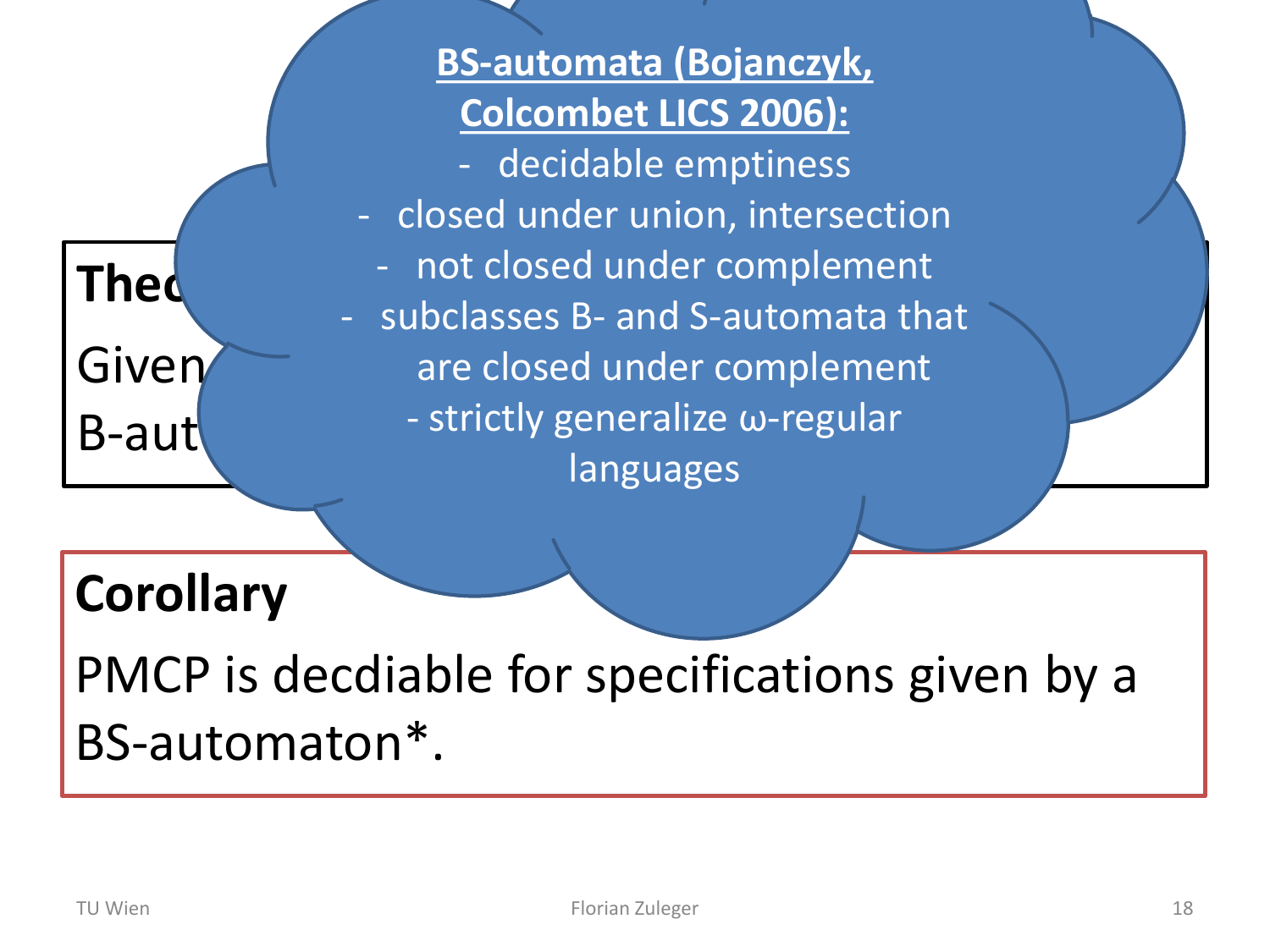**BS-automata (Bojanczyk, Colcombet LICS 2006):**

- decidable emptiness
- closed under union, intersection
- not closed under complement
- subclasses B- and S-automata that are closed under complement
- strictly generalize ω-regular languages

**Theo**

Given

B-aut

**Corollary**

PMCP is decdiable for specifications given by a BS-automaton*.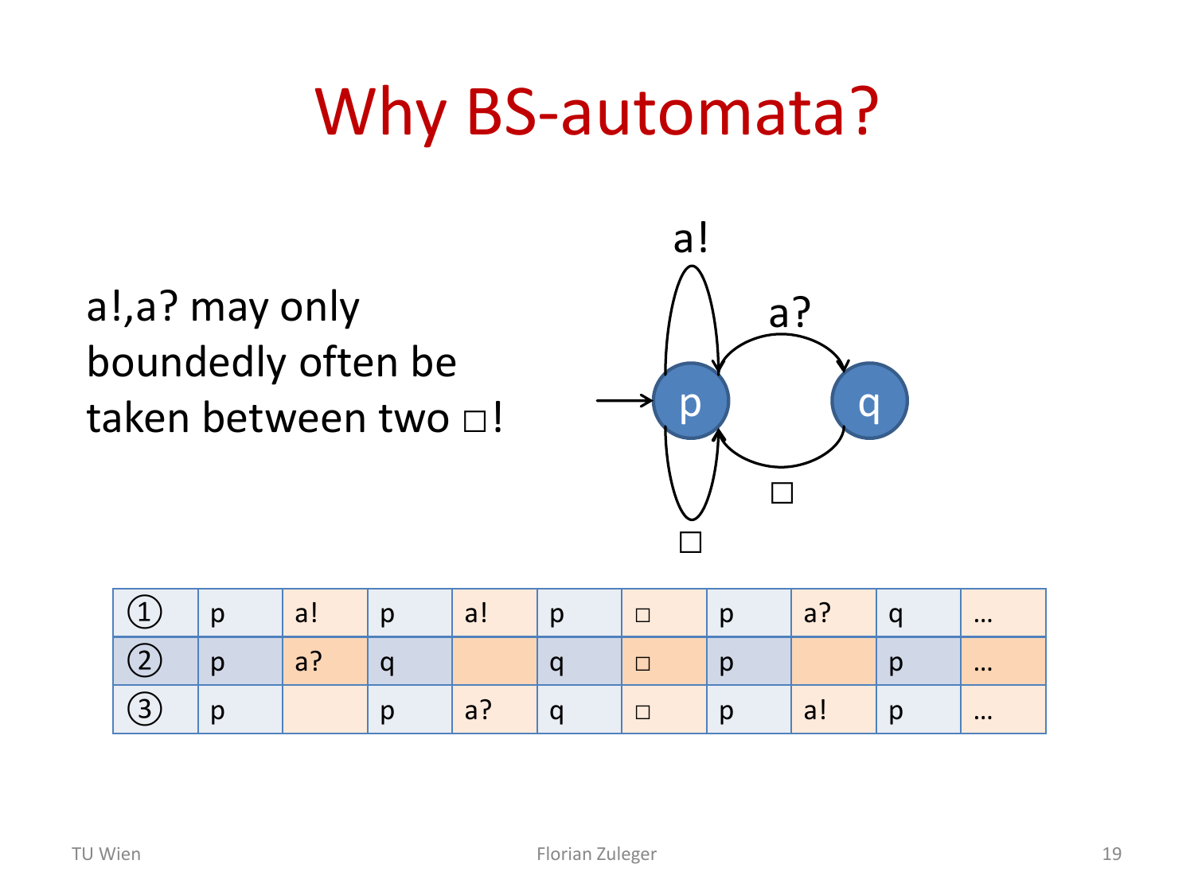# Why BS-automata?

a!,a? may only boundedly often be taken between two □!

| | | | | | | | | | | |
|---|---|---|---|---|---|---|---|---|---|---|
| ① | p | a! | p | a! | p | □ | p | a? | q | … |
| ② | p | a? | q | | q | □ | p | | p | … |
| ③ | p | | p | a? | q | □ | p | a! | p | … |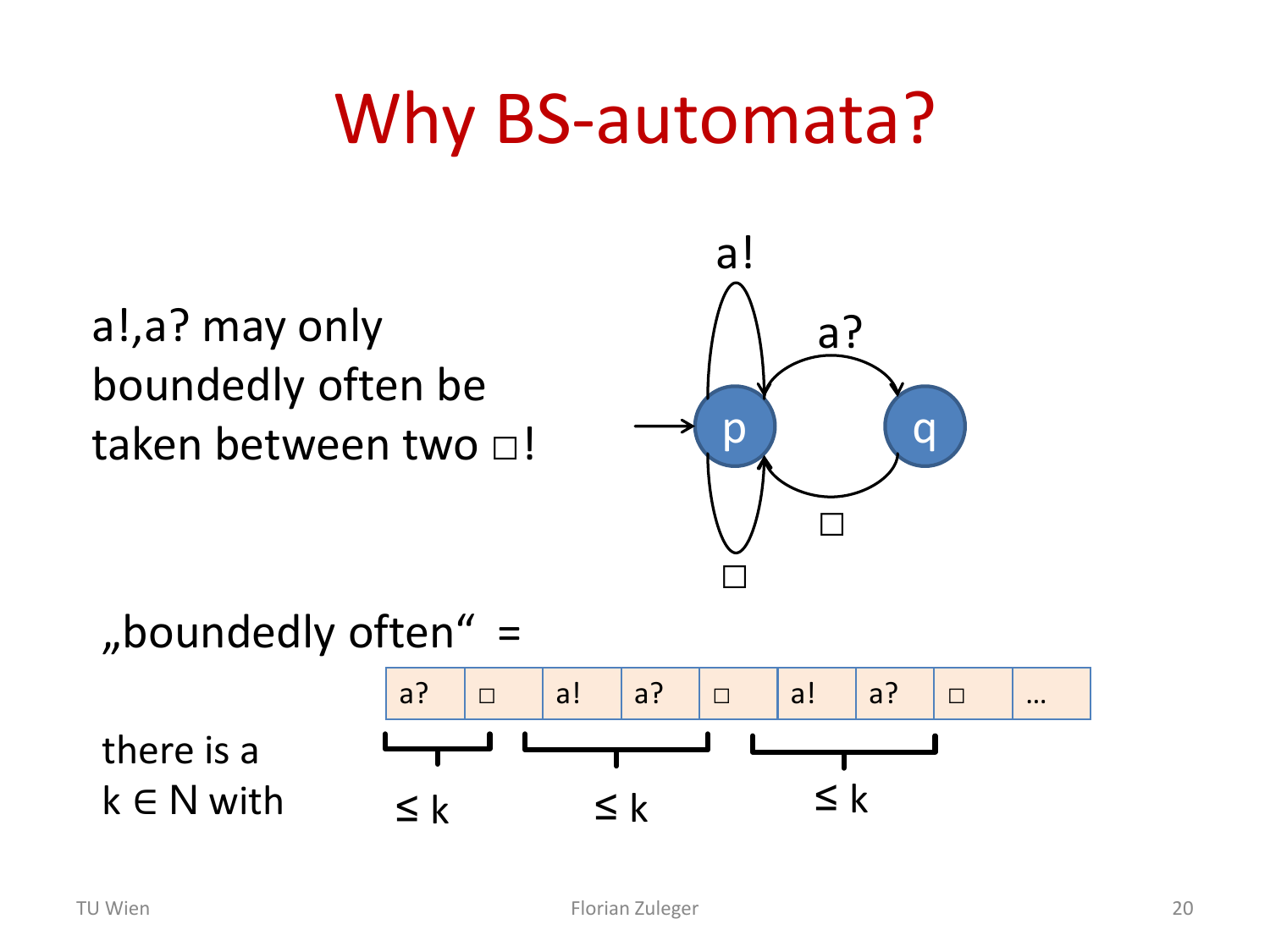# Why BS-automata?

a!,a? may only boundedly often be taken between two □!

„boundedly often“ =

| a? | □ | a! | a? | □ | a! | a? | □ | … |
|---|---|---|---|---|---|---|---|---|

there is a $k \in \mathbb{N}$ with

$\leq k$ $\leq k$ $\leq k$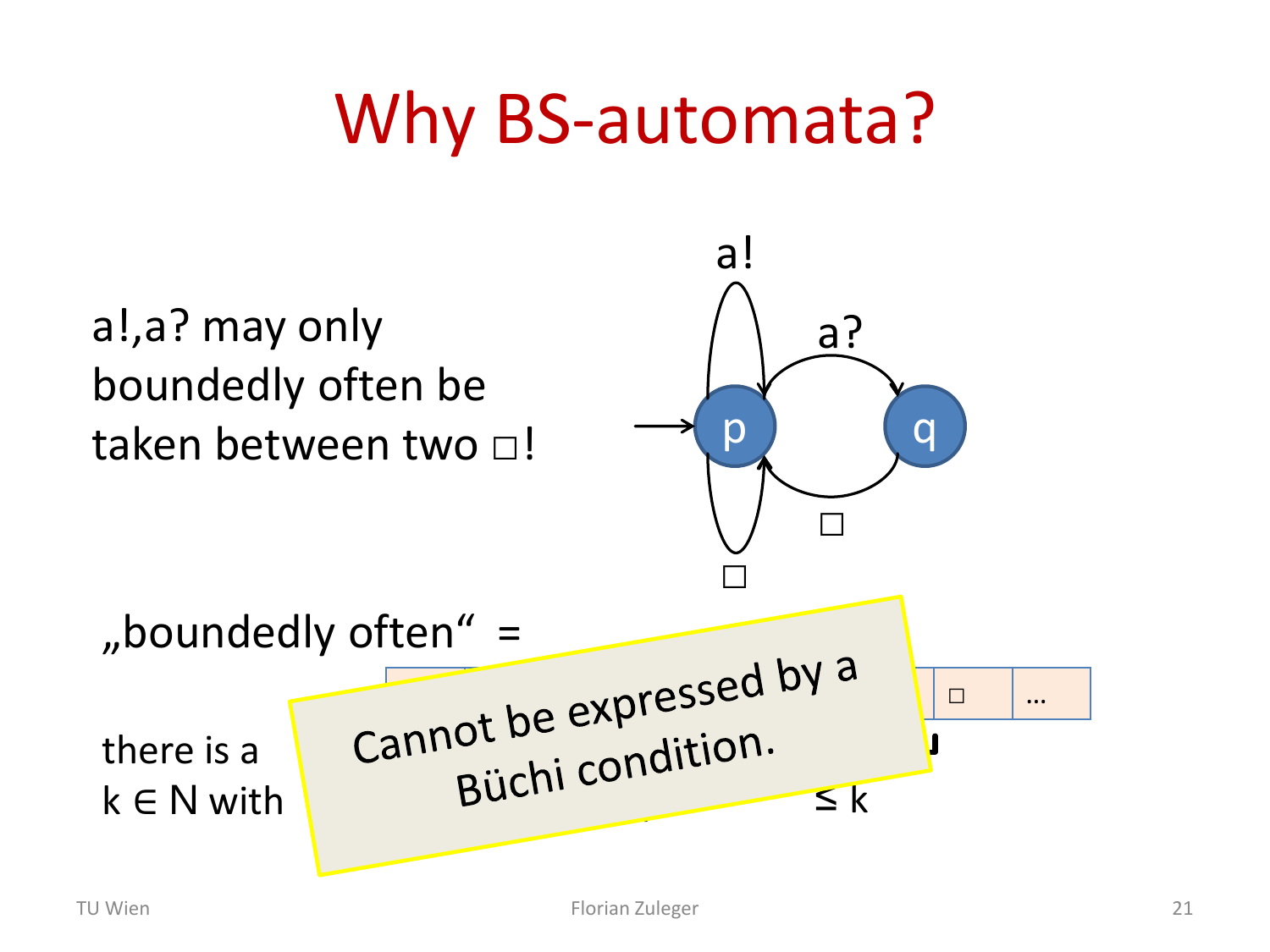# Why BS-automata?

a!,a? may only boundedly often be taken between two □!

„boundedly often“ =

| | | | □ | … |
|---|---|---|---|---|

there is a $k \in N$ with ... $\leq k$

Cannot be expressed by a Büchi condition.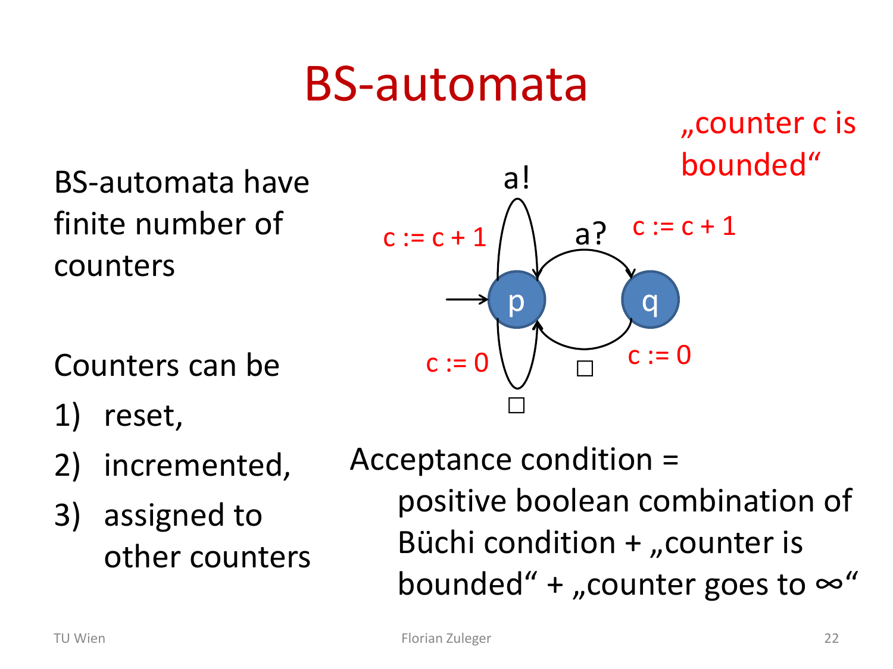# BS-automata

BS-automata have finite number of counters

Counters can be

1) reset,
2) incremented,
3) assigned to other counters

„counter c is bounded"

a!

$c := c + 1$

a?

$c := c + 1$

p

q

$c := 0$

□

$c := 0$

□

Acceptance condition =
positive boolean combination of Büchi condition + „counter is bounded" + „counter goes to ∞"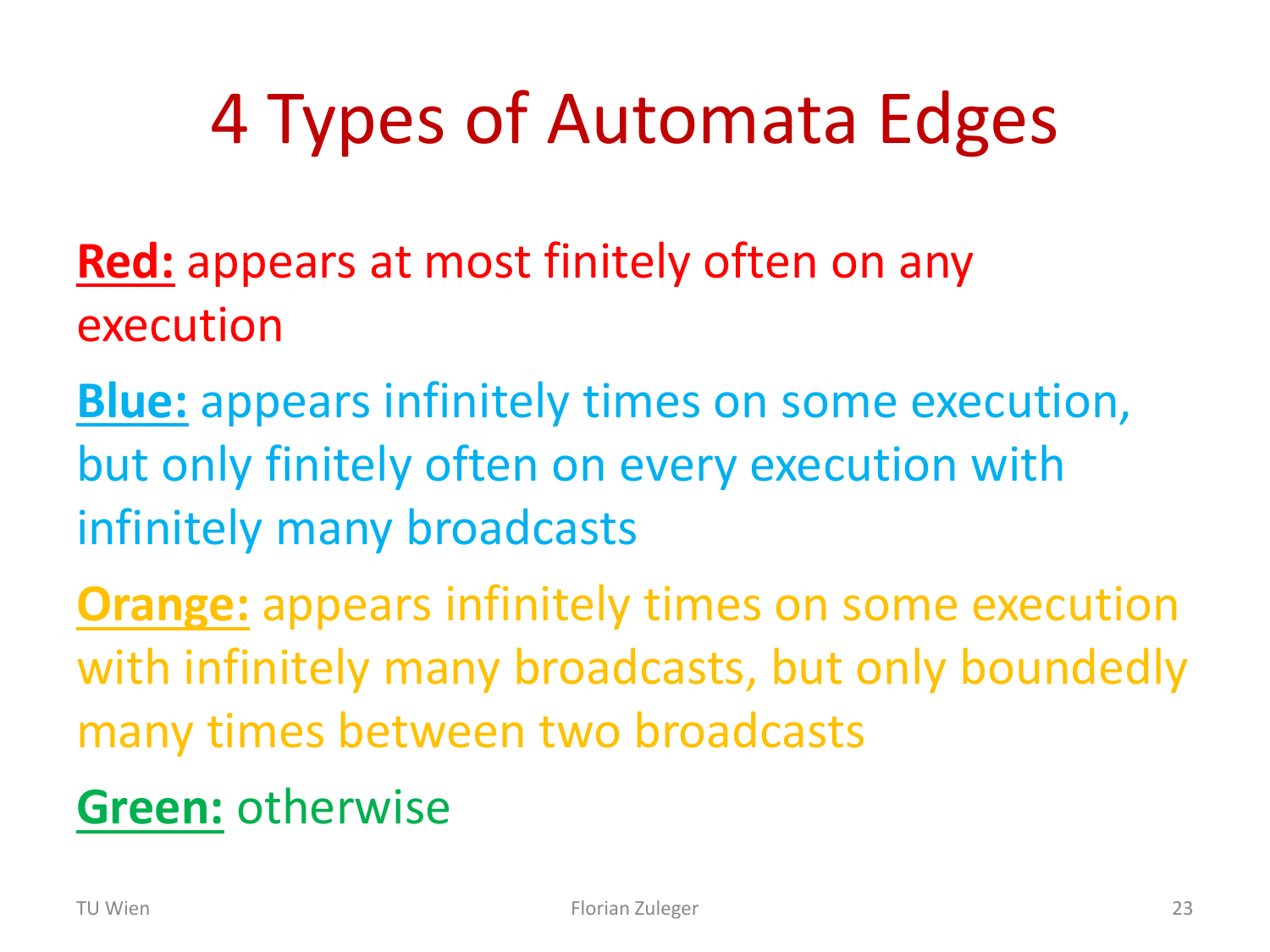# 4 Types of Automata Edges

**Red:** appears at most finitely often on any execution

**Blue:** appears infinitely times on some execution, but only finitely often on every execution with infinitely many broadcasts

**Orange:** appears infinitely times on some execution with infinitely many broadcasts, but only boundedly many times between two broadcasts

**Green:** otherwise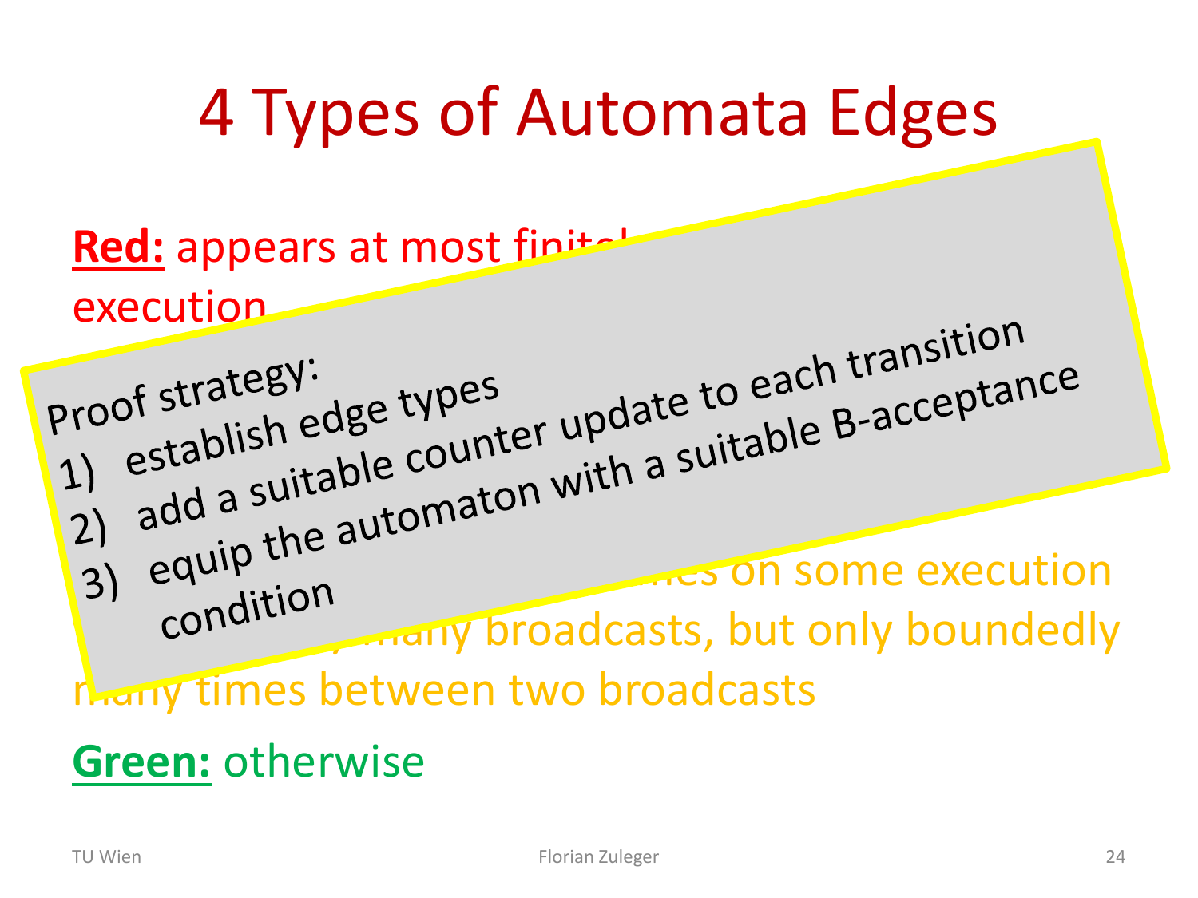# 4 Types of Automata Edges

**Red:** appears at most finit...
execution

Proof strategy:

1) establish edge types
2) add a suitable counter update to each transition
3) equip the automaton with a suitable B-acceptance condition

...es on some execution
...many broadcasts, but only boundedly many times between two broadcasts

**Green:** otherwise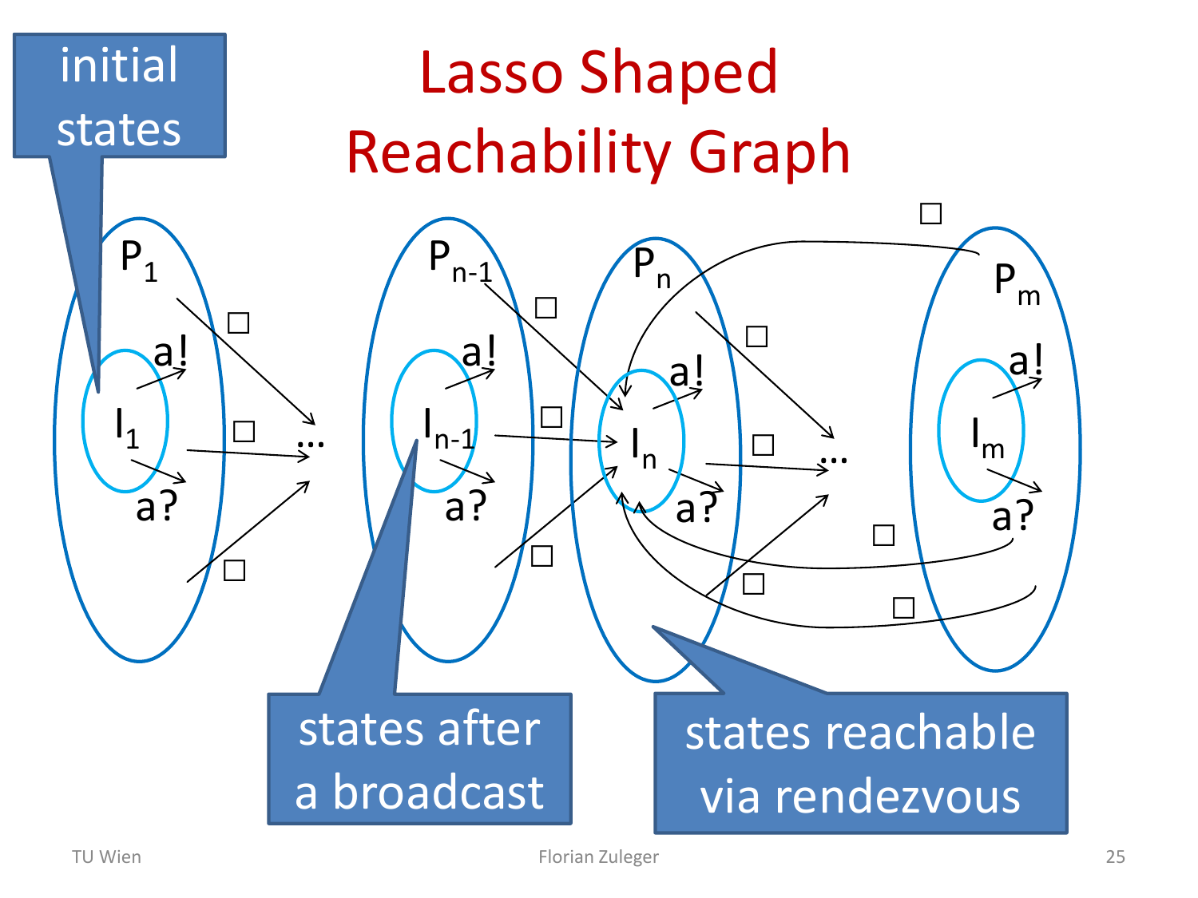# Lasso Shaped Reachability Graph

initial states

$P_1$ $I_1$ a! a? □

$P_{n-1}$ $I_{n-1}$ a! a? □

$P_n$ $I_n$ a! a? □

$P_m$ $I_m$ a! a? □

states after a broadcast

states reachable via rendezvous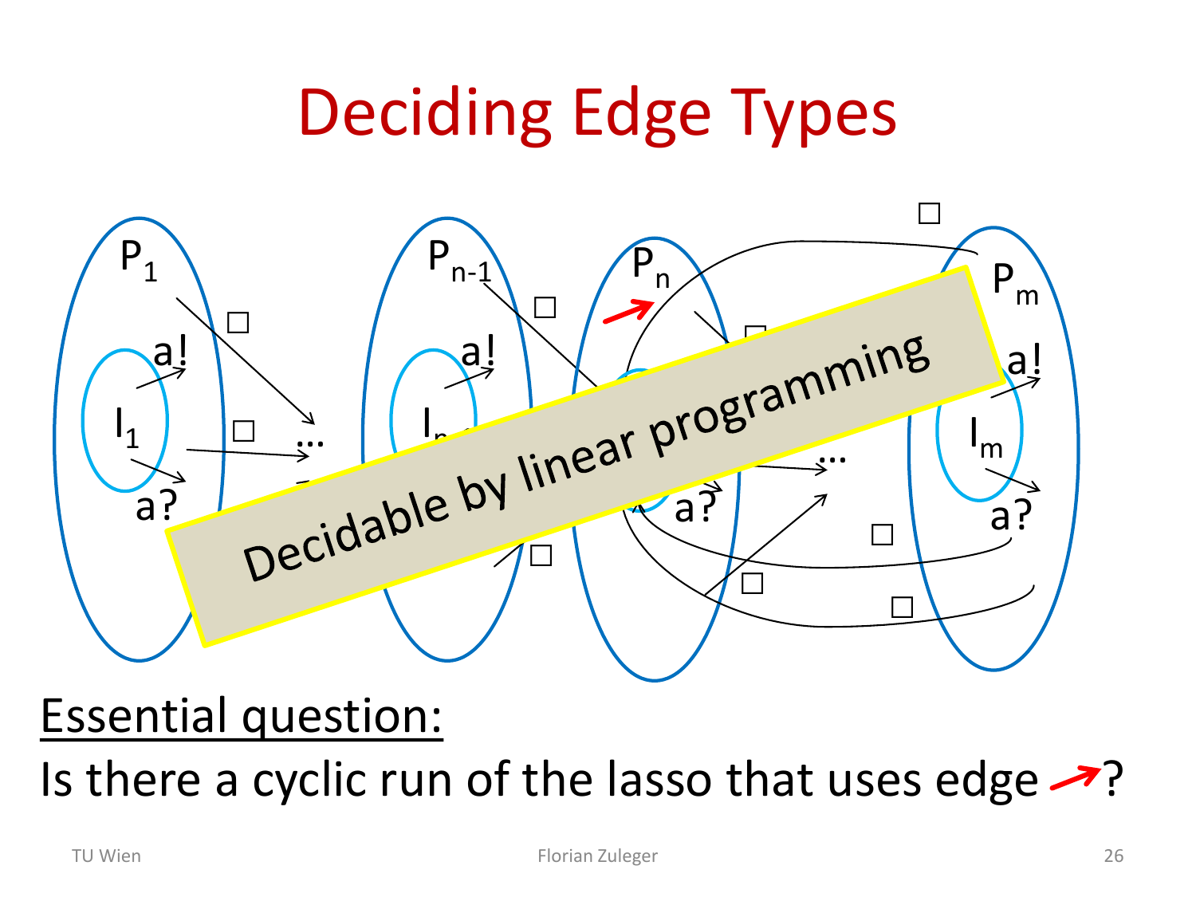# Deciding Edge Types

$P_1$ $P_{n-1}$ $P_n$ $P_m$

$I_1$ $I_m$

a! a? □ ...

Decidable by linear programming

Essential question:

Is there a cyclic run of the lasso that uses edge ➚?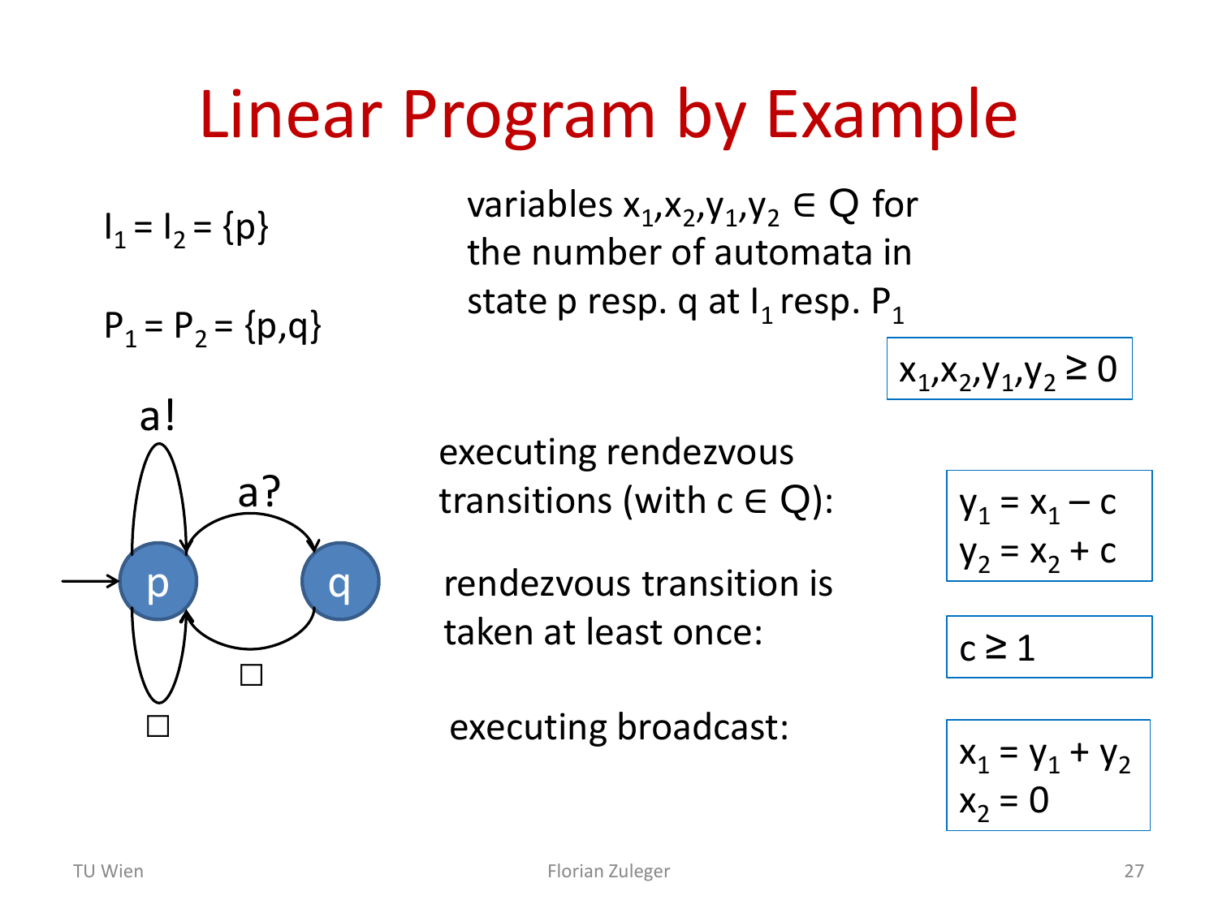# Linear Program by Example

$I_1 = I_2 = \{p\}$

$P_1 = P_2 = \{p,q\}$

variables $x_1,x_2,y_1,y_2 \in \mathbb{Q}$ for the number of automata in state p resp. q at $I_1$ resp. $P_1$

$$x_1,x_2,y_1,y_2 \geq 0$$

executing rendezvous transitions (with $c \in \mathbb{Q}$):

$$y_1 = x_1 - c$$
$$y_2 = x_2 + c$$

rendezvous transition is taken at least once:

$$c \geq 1$$

executing broadcast:

$$x_1 = y_1 + y_2$$
$$x_2 = 0$$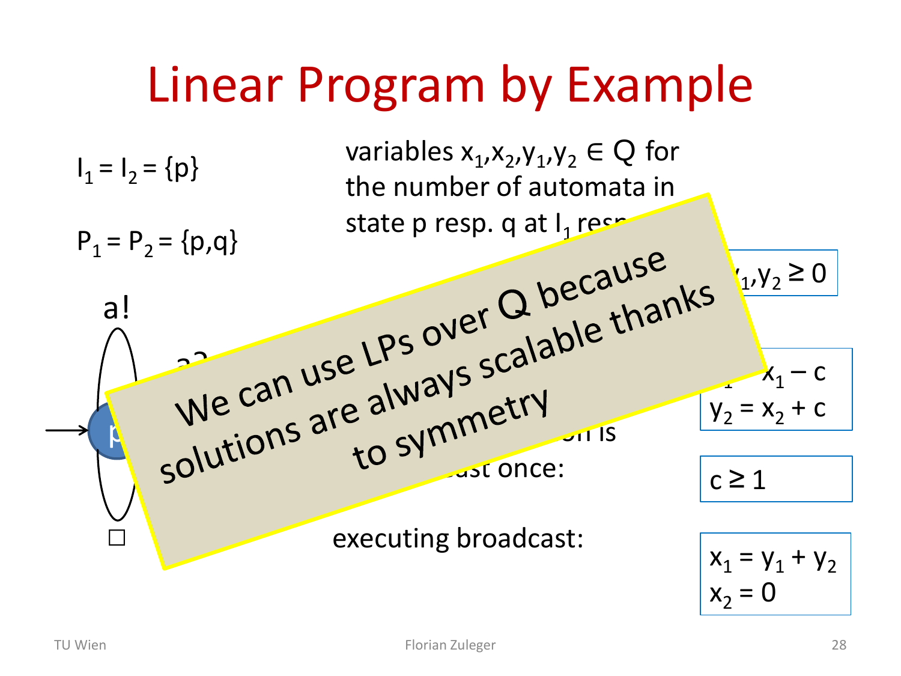# Linear Program by Example

$I_1 = I_2 = \{p\}$

$P_1 = P_2 = \{p,q\}$

variables $x_1,x_2,y_1,y_2 \in Q$ for the number of automata in state p resp. q at $I_1$ resp.

a!

a?

p

□

on is

ast once:

executing broadcast:

$y_1,y_2 \geq 0$

$x_1 - c$

$y_2 = x_2 + c$

$c \geq 1$

$x_1 = y_1 + y_2$

$x_2 = 0$

We can use LPs over Q because solutions are always scalable thanks to symmetry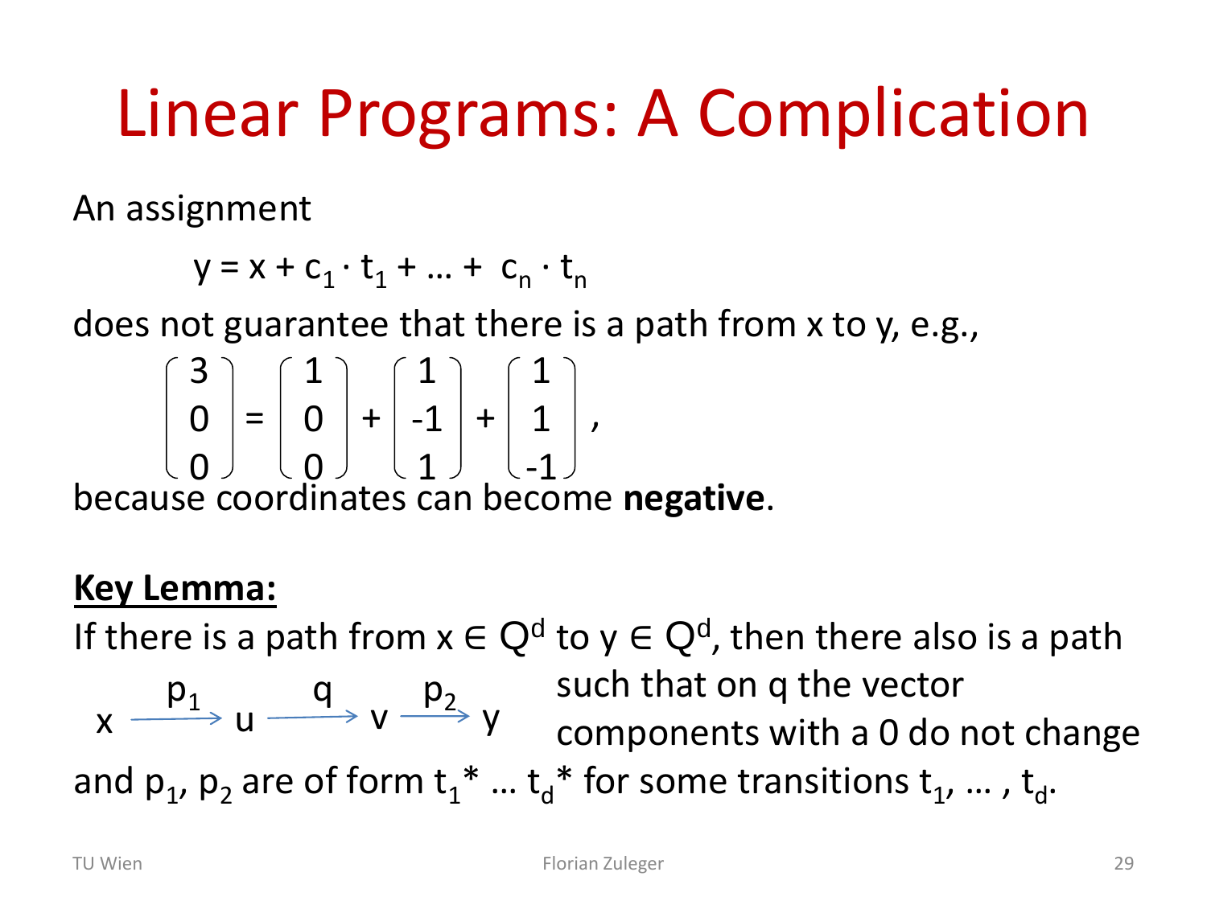# Linear Programs: A Complication

An assignment

$$y = x + c_1 \cdot t_1 + \ldots + c_n \cdot t_n$$

does not guarantee that there is a path from x to y, e.g.,

$$\begin{pmatrix} 3 \\ 0 \\ 0 \end{pmatrix} = \begin{pmatrix} 1 \\ 0 \\ 0 \end{pmatrix} + \begin{pmatrix} 1 \\ -1 \\ 1 \end{pmatrix} + \begin{pmatrix} 1 \\ 1 \\ -1 \end{pmatrix},$$

because coordinates can become **negative**.

**Key Lemma:**

If there is a path from $x \in Q^d$ to $y \in Q^d$, then there also is a path

$$x \xrightarrow{p_1} u \xrightarrow{q} v \xrightarrow{p_2} y$$

such that on q the vector components with a 0 do not change and $p_1$, $p_2$ are of form $t_1^* \ldots t_d^*$ for some transitions $t_1, \ldots, t_d$.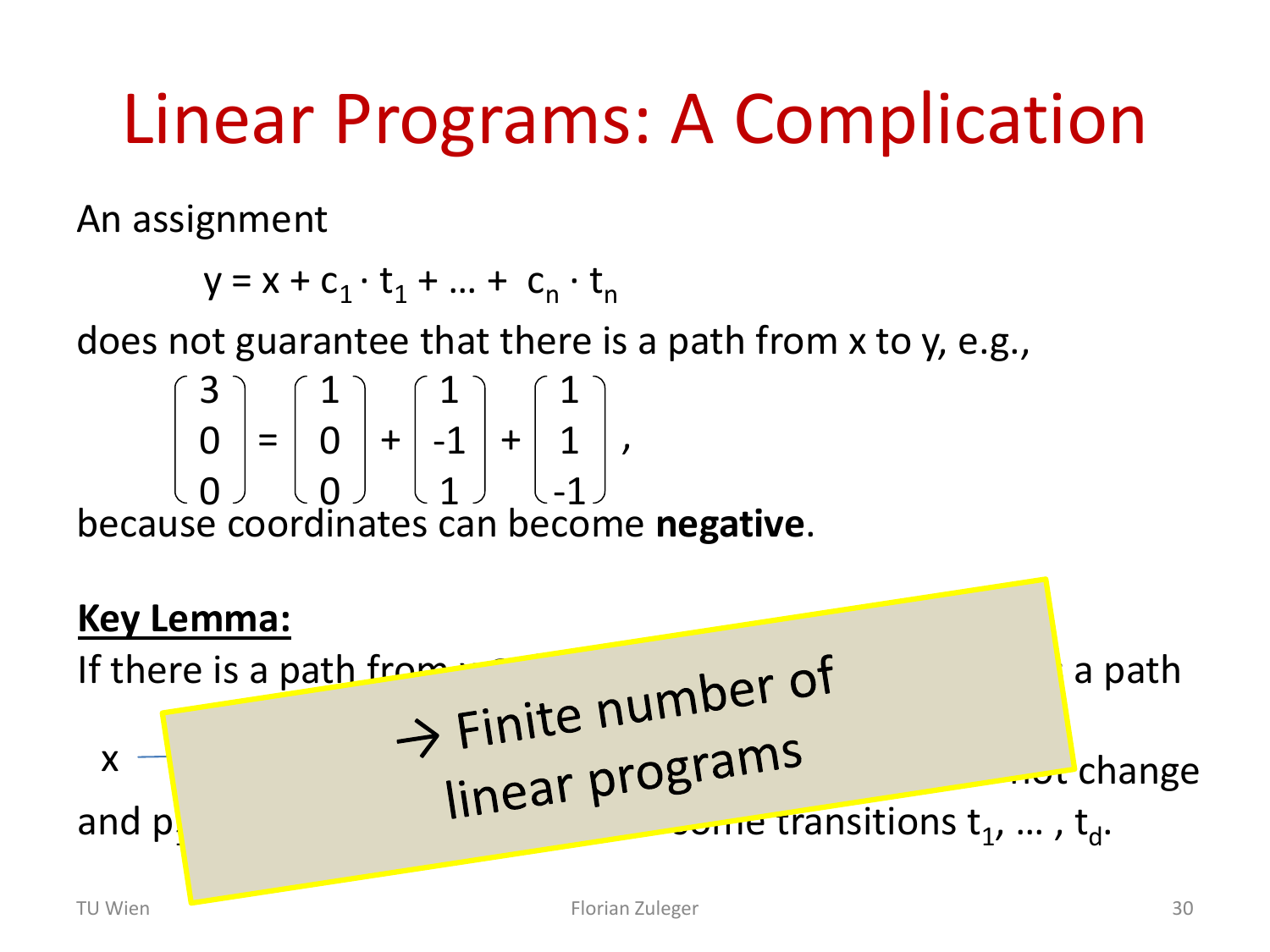# Linear Programs: A Complication

An assignment

$$y = x + c_1 \cdot t_1 + \ldots + c_n \cdot t_n$$

does not guarantee that there is a path from x to y, e.g.,

$$\begin{pmatrix} 3 \\ 0 \\ 0 \end{pmatrix} = \begin{pmatrix} 1 \\ 0 \\ 0 \end{pmatrix} + \begin{pmatrix} 1 \\ -1 \\ 1 \end{pmatrix} + \begin{pmatrix} 1 \\ 1 \\ -1 \end{pmatrix},$$

because coordinates can become **negative**.

**Key Lemma:**

If there is a path from x ... a path

x ... change

and p... some transitions $t_1, \ldots, t_d$.

→ Finite number of linear programs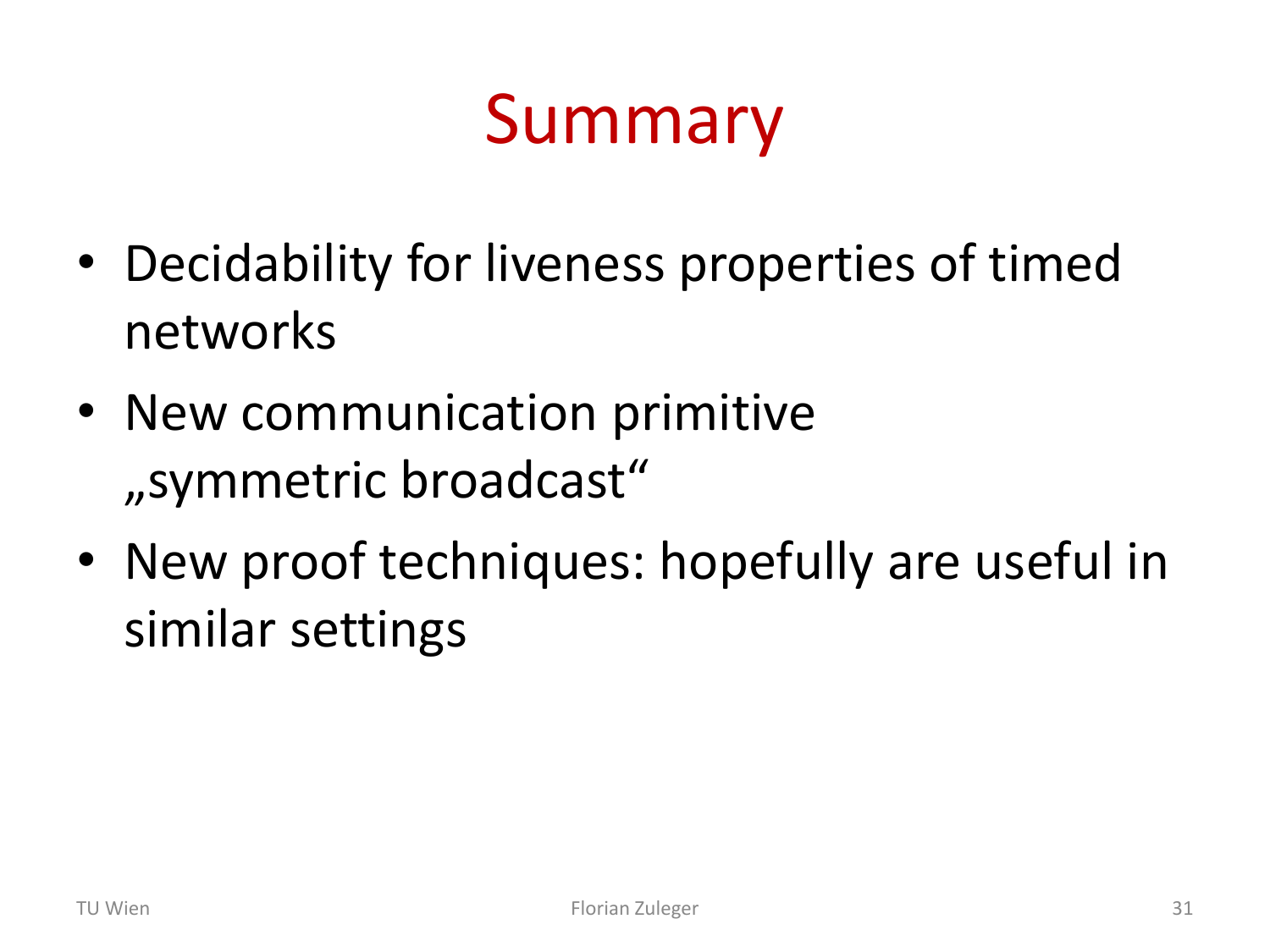# Summary

- Decidability for liveness properties of timed networks
- New communication primitive „symmetric broadcast“
- New proof techniques: hopefully are useful in similar settings